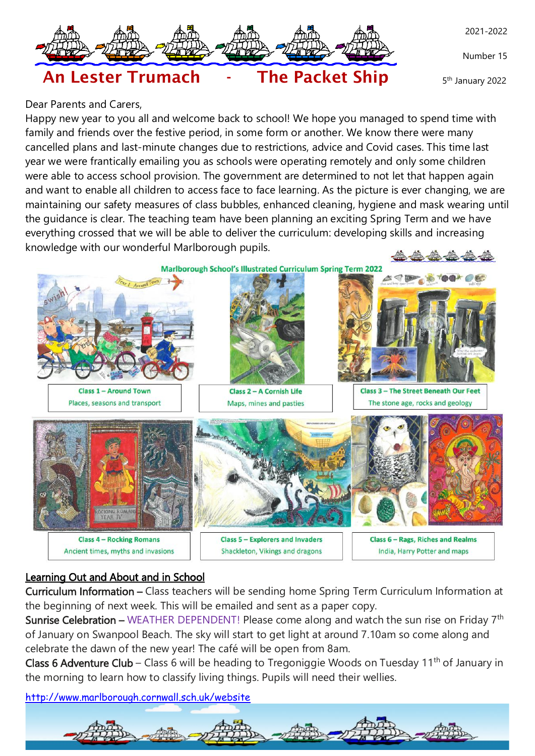# An Lester Trumach - The Packet Ship

2021-2022

Number 15

5th January 2022

Dear Parents and Carers,

Happy new year to you all and welcome back to school! We hope you managed to spend time with family and friends over the festive period, in some form or another. We know there were many cancelled plans and last-minute changes due to restrictions, advice and Covid cases. This time last year we were frantically emailing you as schools were operating remotely and only some children were able to access school provision. The government are determined to not let that happen again and want to enable all children to access face to face learning. As the picture is ever changing, we are maintaining our safety measures of class bubbles, enhanced cleaning, hygiene and mask wearing until the guidance is clear. The teaching team have been planning an exciting Spring Term and we have everything crossed that we will be able to deliver the curriculum: developing skills and increasing knowledge with our wonderful Marlborough pupils.

## Marlborough School's Illustrated Curriculum Spring Term 2022

**Class 1 – Around Town**
Places, seasons and transport

**Class 2 – A Cornish Life**
Maps, mines and pasties

**Class 3 – The Street Beneath Our Feet**
The stone age, rocks and geology

**Class 4 – Rocking Romans**
Ancient times, myths and invasions

**Class 5 – Explorers and Invaders**
Shackleton, Vikings and dragons

**Class 6 – Rags, Riches and Realms**
India, Harry Potter and maps

## Learning Out and About and in School

**Curriculum Information –** Class teachers will be sending home Spring Term Curriculum Information at the beginning of next week. This will be emailed and sent as a paper copy.

**Sunrise Celebration –** WEATHER DEPENDENT! Please come along and watch the sun rise on Friday 7th of January on Swanpool Beach. The sky will start to get light at around 7.10am so come along and celebrate the dawn of the new year! The café will be open from 8am.

**Class 6 Adventure Club** – Class 6 will be heading to Tregoniggie Woods on Tuesday 11th of January in the morning to learn how to classify living things. Pupils will need their wellies.

http://www.marlborough.cornwall.sch.uk/website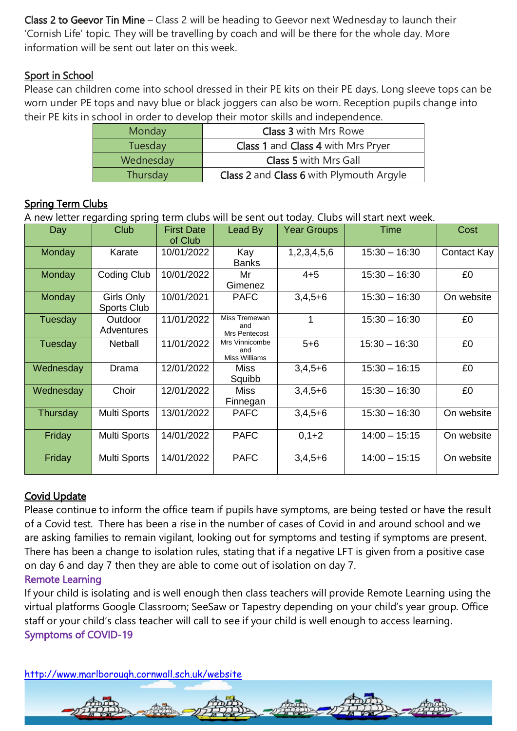**Class 2 to Geevor Tin Mine** – Class 2 will be heading to Geevor next Wednesday to launch their 'Cornish Life' topic. They will be travelling by coach and will be there for the whole day. More information will be sent out later on this week.

## Sport in School

Please can children come into school dressed in their PE kits on their PE days. Long sleeve tops can be worn under PE tops and navy blue or black joggers can also be worn. Reception pupils change into their PE kits in school in order to develop their motor skills and independence.

| | |
|---|---|
| Monday | **Class 3** with Mrs Rowe |
| Tuesday | **Class 1** and **Class 4** with Mrs Pryer |
| Wednesday | **Class 5** with Mrs Gall |
| Thursday | **Class 2** and **Class 6** with Plymouth Argyle |

## Spring Term Clubs

A new letter regarding spring term clubs will be sent out today. Clubs will start next week.

| Day | Club | First Date of Club | Lead By | Year Groups | Time | Cost |
|---|---|---|---|---|---|---|
| Monday | Karate | 10/01/2022 | Kay Banks | 1,2,3,4,5,6 | 15:30 – 16:30 | Contact Kay |
| Monday | Coding Club | 10/01/2022 | Mr Gimenez | 4+5 | 15:30 – 16:30 | £0 |
| Monday | Girls Only Sports Club | 10/01/2021 | PAFC | 3,4,5+6 | 15:30 – 16:30 | On website |
| Tuesday | Outdoor Adventures | 11/01/2022 | Miss Tremewan and Mrs Pentecost | 1 | 15:30 – 16:30 | £0 |
| Tuesday | Netball | 11/01/2022 | Mrs Vinnicombe and Miss Williams | 5+6 | 15:30 – 16:30 | £0 |
| Wednesday | Drama | 12/01/2022 | Miss Squibb | 3,4,5+6 | 15:30 – 16:15 | £0 |
| Wednesday | Choir | 12/01/2022 | Miss Finnegan | 3,4,5+6 | 15:30 – 16:30 | £0 |
| Thursday | Multi Sports | 13/01/2022 | PAFC | 3,4,5+6 | 15:30 – 16:30 | On website |
| Friday | Multi Sports | 14/01/2022 | PAFC | 0,1+2 | 14:00 – 15:15 | On website |
| Friday | Multi Sports | 14/01/2022 | PAFC | 3,4,5+6 | 14:00 – 15:15 | On website |

## Covid Update

Please continue to inform the office team if pupils have symptoms, are being tested or have the result of a Covid test. There has been a rise in the number of cases of Covid in and around school and we are asking families to remain vigilant, looking out for symptoms and testing if symptoms are present. There has been a change to isolation rules, stating that if a negative LFT is given from a positive case on day 6 and day 7 then they are able to come out of isolation on day 7.

### Remote Learning

If your child is isolating and is well enough then class teachers will provide Remote Learning using the virtual platforms Google Classroom; SeeSaw or Tapestry depending on your child's year group. Office staff or your child's class teacher will call to see if your child is well enough to access learning.

### Symptoms of COVID-19

http://www.marlborough.cornwall.sch.uk/website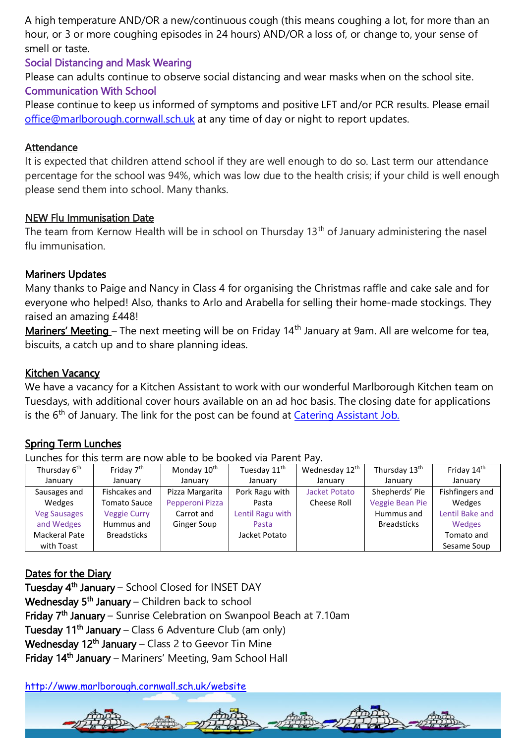A high temperature AND/OR a new/continuous cough (this means coughing a lot, for more than an hour, or 3 or more coughing episodes in 24 hours) AND/OR a loss of, or change to, your sense of smell or taste.

### Social Distancing and Mask Wearing

Please can adults continue to observe social distancing and wear masks when on the school site.

### Communication With School

Please continue to keep us informed of symptoms and positive LFT and/or PCR results. Please email office@marlborough.cornwall.sch.uk at any time of day or night to report updates.

## Attendance

It is expected that children attend school if they are well enough to do so. Last term our attendance percentage for the school was 94%, which was low due to the health crisis; if your child is well enough please send them into school. Many thanks.

## NEW Flu Immunisation Date

The team from Kernow Health will be in school on Thursday 13th of January administering the nasel flu immunisation.

## Mariners Updates

Many thanks to Paige and Nancy in Class 4 for organising the Christmas raffle and cake sale and for everyone who helped! Also, thanks to Arlo and Arabella for selling their home-made stockings. They raised an amazing £448!

**Mariners' Meeting** – The next meeting will be on Friday 14th January at 9am. All are welcome for tea, biscuits, a catch up and to share planning ideas.

## Kitchen Vacancy

We have a vacancy for a Kitchen Assistant to work with our wonderful Marlborough Kitchen team on Tuesdays, with additional cover hours available on an ad hoc basis. The closing date for applications is the 6th of January. The link for the post can be found at Catering Assistant Job.

## Spring Term Lunches

Lunches for this term are now able to be booked via Parent Pay.

| Thursday 6th January | Friday 7th January | Monday 10th January | Tuesday 11th January | Wednesday 12th January | Thursday 13th January | Friday 14th January |
|---|---|---|---|---|---|---|
| Sausages and Wedges<br>Veg Sausages and Wedges<br>Mackeral Pate with Toast | Fishcakes and Tomato Sauce<br>Veggie Curry<br>Hummus and Breadsticks | Pizza Margarita<br>Pepperoni Pizza<br>Carrot and Ginger Soup | Pork Ragu with Pasta<br>Lentil Ragu with Pasta<br>Jacket Potato | Jacket Potato<br>Cheese Roll | Shepherds' Pie<br>Veggie Bean Pie<br>Hummus and Breadsticks | Fishfingers and Wedges<br>Lentil Bake and Wedges<br>Tomato and Sesame Soup |

## Dates for the Diary

**Tuesday 4th January** – School Closed for INSET DAY
**Wednesday 5th January** – Children back to school
**Friday 7th January** – Sunrise Celebration on Swanpool Beach at 7.10am
**Tuesday 11th January** – Class 6 Adventure Club (am only)
**Wednesday 12th January** – Class 2 to Geevor Tin Mine
**Friday 14th January** – Mariners' Meeting, 9am School Hall

http://www.marlborough.cornwall.sch.uk/website